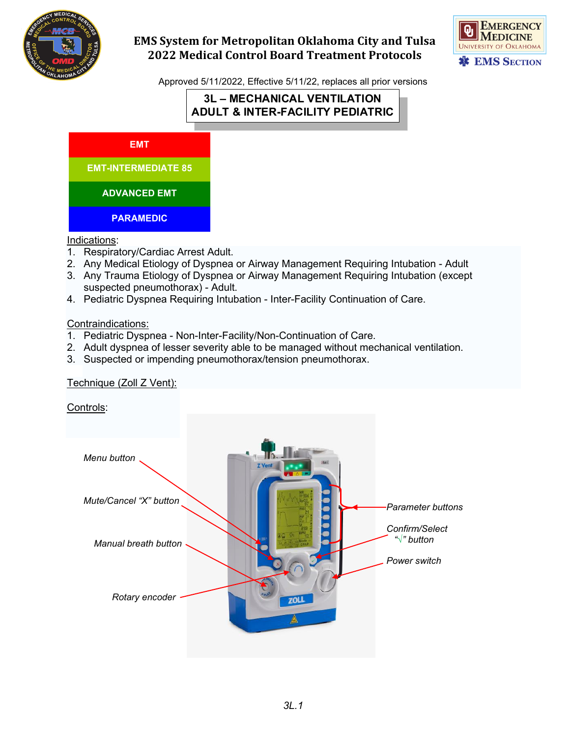# EMS System for Metropolitan Oklahoma City and Tulsa
# 2022 Medical Control Board Treatment Protocols

Approved 5/11/2022, Effective 5/11/22, replaces all prior versions

## 3L – MECHANICAL VENTILATION ADULT & INTER-FACILITY PEDIATRIC

**EMT**

**EMT-INTERMEDIATE 85**

**ADVANCED EMT**

**PARAMEDIC**

Indications:

1. Respiratory/Cardiac Arrest Adult.
2. Any Medical Etiology of Dyspnea or Airway Management Requiring Intubation - Adult
3. Any Trauma Etiology of Dyspnea or Airway Management Requiring Intubation (except suspected pneumothorax) - Adult.
4. Pediatric Dyspnea Requiring Intubation - Inter-Facility Continuation of Care.

Contraindications:

1. Pediatric Dyspnea - Non-Inter-Facility/Non-Continuation of Care.
2. Adult dyspnea of lesser severity able to be managed without mechanical ventilation.
3. Suspected or impending pneumothorax/tension pneumothorax.

Technique (Zoll Z Vent):

Controls:

*Menu button*

*Mute/Cancel "X" button*

*Manual breath button*

*Rotary encoder*

*Parameter buttons*

*Confirm/Select "√" button*

*Power switch*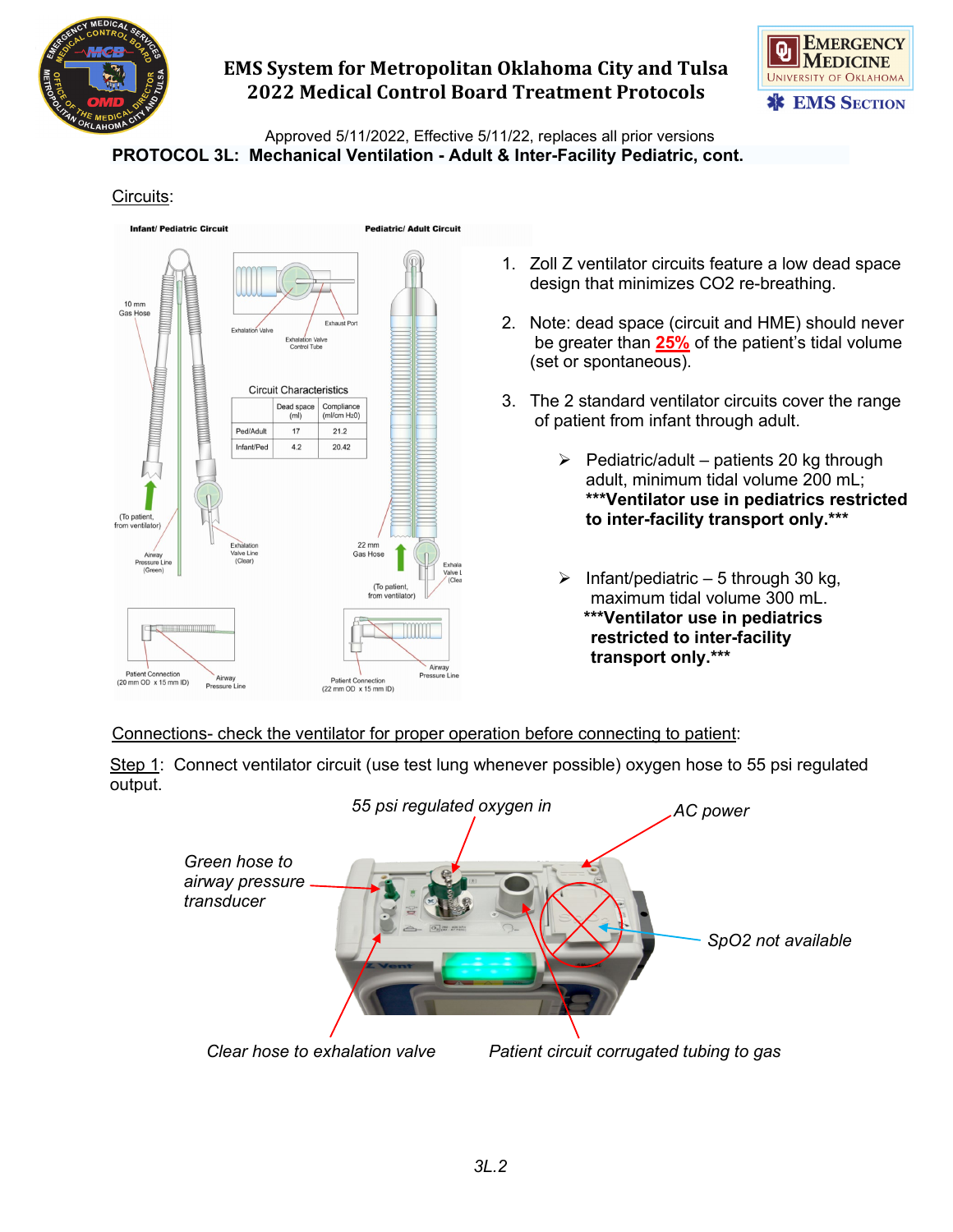## PROTOCOL 3L: Mechanical Ventilation - Adult & Inter-Facility Pediatric, cont.

Circuits:

Infant/ Pediatric Circuit

Pediatric/ Adult Circuit

Circuit Characteristics

| | Dead space (ml) | Compliance (ml/cm H₂0) |
|---|---|---|
| Ped/Adult | 17 | 21.2 |
| Infant/Ped | 4.2 | 20.42 |

1. Zoll Z ventilator circuits feature a low dead space design that minimizes $CO_2$ re-breathing.
2. Note: dead space (circuit and HME) should never be greater than **25%** of the patient's tidal volume (set or spontaneous).
3. The 2 standard ventilator circuits cover the range of patient from infant through adult.
   - Pediatric/adult – patients 20 kg through adult, minimum tidal volume 200 mL; **\*\*\*Ventilator use in pediatrics restricted to inter-facility transport only.\*\*\***
   - Infant/pediatric – 5 through 30 kg, maximum tidal volume 300 mL. **\*\*\*Ventilator use in pediatrics restricted to inter-facility transport only.\*\*\***

Connections- check the ventilator for proper operation before connecting to patient:

Step 1: Connect ventilator circuit (use test lung whenever possible) oxygen hose to 55 psi regulated output.

*55 psi regulated oxygen in*

*AC power*

*Green hose to airway pressure transducer*

*SpO2 not available*

*Clear hose to exhalation valve*

*Patient circuit corrugated tubing to gas*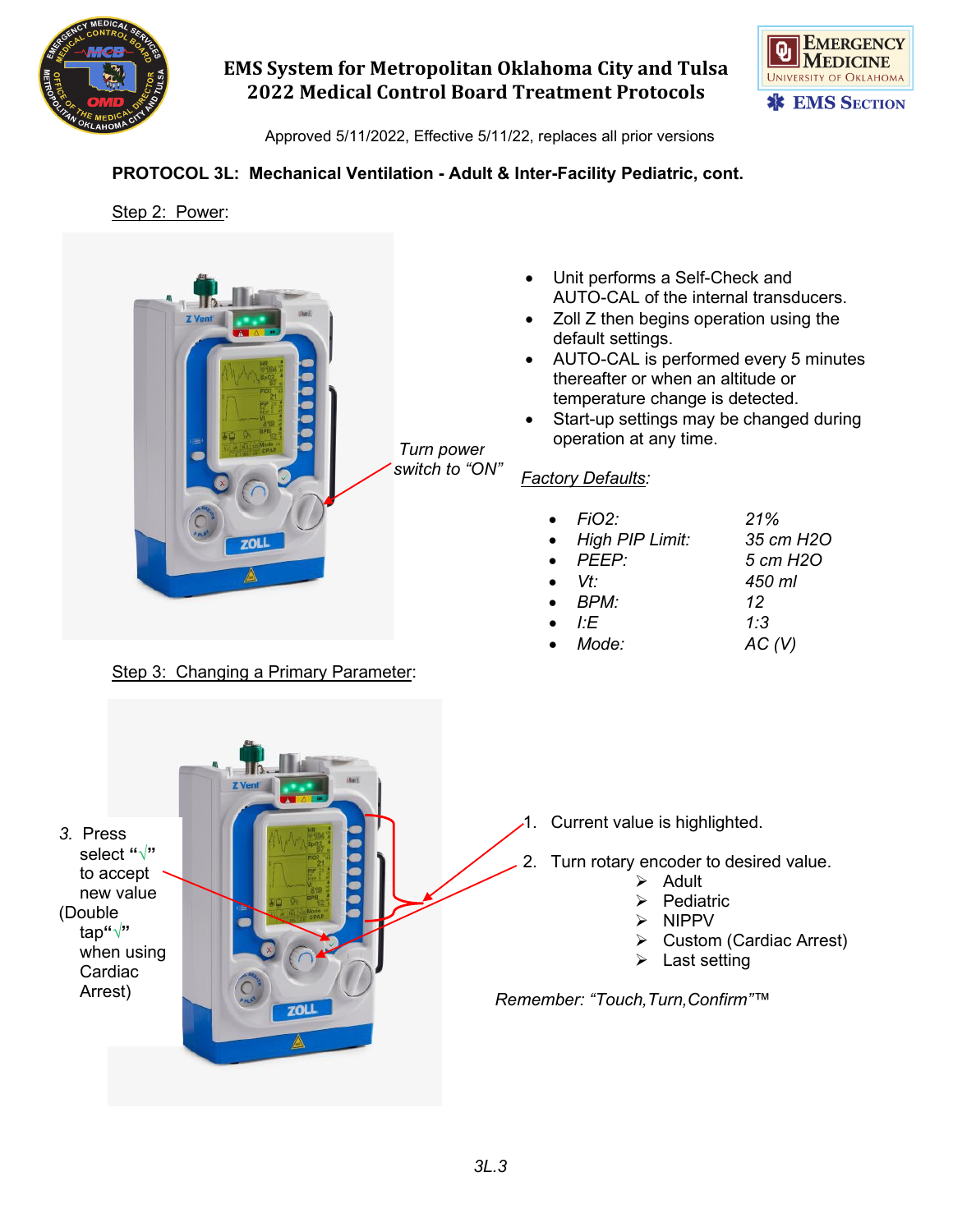## PROTOCOL 3L: Mechanical Ventilation - Adult & Inter-Facility Pediatric, cont.

Step 2: Power:

Turn power switch to "ON"

- Unit performs a Self-Check and AUTO-CAL of the internal transducers.
- Zoll Z then begins operation using the default settings.
- AUTO-CAL is performed every 5 minutes thereafter or when an altitude or temperature change is detected.
- Start-up settings may be changed during operation at any time.

*Factory Defaults:*

- *FiO2:* *21%*
- *High PIP Limit:* *35 cm H2O*
- *PEEP:* *5 cm H2O*
- *Vt:* *450 ml*
- *BPM:* *12*
- *I:E* *1:3*
- *Mode:* *AC (V)*

Step 3: Changing a Primary Parameter:

3. Press select "√" to accept new value (Double tap "√" when using Cardiac Arrest)

1. Current value is highlighted.
2. Turn rotary encoder to desired value.
   - Adult
   - Pediatric
   - NIPPV
   - Custom (Cardiac Arrest)
   - Last setting

*Remember: "Touch, Turn, Confirm"™*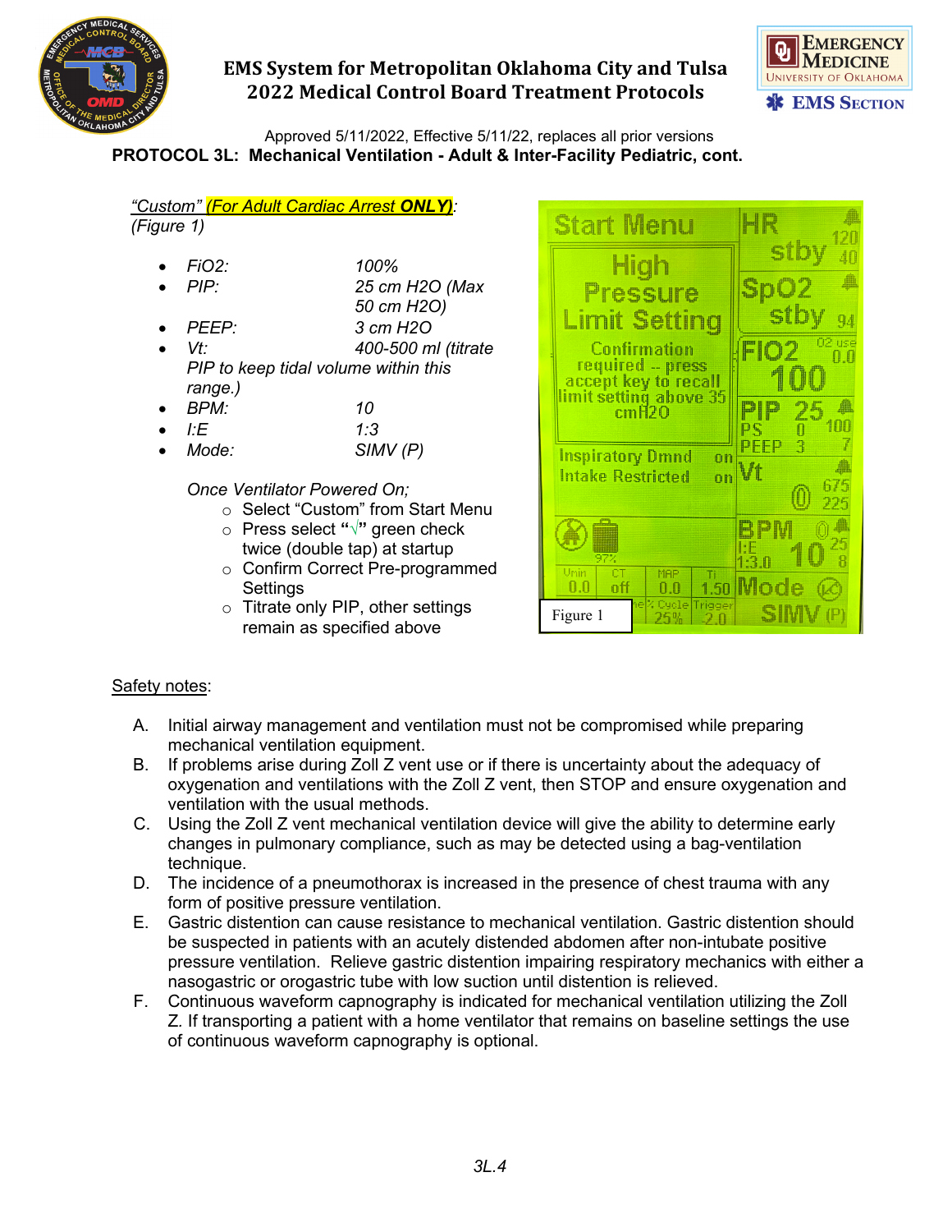### PROTOCOL 3L: Mechanical Ventilation - Adult & Inter-Facility Pediatric, cont.

*"Custom" (For Adult Cardiac Arrest **ONLY**):*
*(Figure 1)*

- *FiO2:* 100%
- *PIP:* 25 cm H2O (Max 50 cm H2O)
- *PEEP:* 3 cm H2O
- *Vt:* 400-500 ml (titrate PIP to keep tidal volume within this range.)
- *BPM:* 10
- *I:E* 1:3
- *Mode:* SIMV (P)

*Once Ventilator Powered On;*
- Select "Custom" from Start Menu
- Press select "√" green check twice (double tap) at startup
- Confirm Correct Pre-programmed Settings
- Titrate only PIP, other settings remain as specified above

Start Menu
High Pressure Limit Setting
Confirmation required -- press accept key to recall limit setting above 35 cmH2O
Inspiratory Dmnd on
Intake Restricted on
HR stby 120 40
SpO2 stby 94
FIO2 100 O2 use 0.0
PIP 25 PS 0 PEEP 3 100 7
Vt 0 675 225
BPM 10 I:E 1:3.0 25 8
97%
Vmin 0.0 CT off MAP 0.0 Ti 1.50
% Cycle 25% Trigger 2.0
Mode SIMV (P)

Figure 1

<u>Safety notes</u>:

A. Initial airway management and ventilation must not be compromised while preparing mechanical ventilation equipment.
B. If problems arise during Zoll Z vent use or if there is uncertainty about the adequacy of oxygenation and ventilations with the Zoll Z vent, then STOP and ensure oxygenation and ventilation with the usual methods.
C. Using the Zoll Z vent mechanical ventilation device will give the ability to determine early changes in pulmonary compliance, such as may be detected using a bag-ventilation technique.
D. The incidence of a pneumothorax is increased in the presence of chest trauma with any form of positive pressure ventilation.
E. Gastric distention can cause resistance to mechanical ventilation. Gastric distention should be suspected in patients with an acutely distended abdomen after non-intubate positive pressure ventilation. Relieve gastric distention impairing respiratory mechanics with either a nasogastric or orogastric tube with low suction until distention is relieved.
F. Continuous waveform capnography is indicated for mechanical ventilation utilizing the Zoll Z. If transporting a patient with a home ventilator that remains on baseline settings the use of continuous waveform capnography is optional.